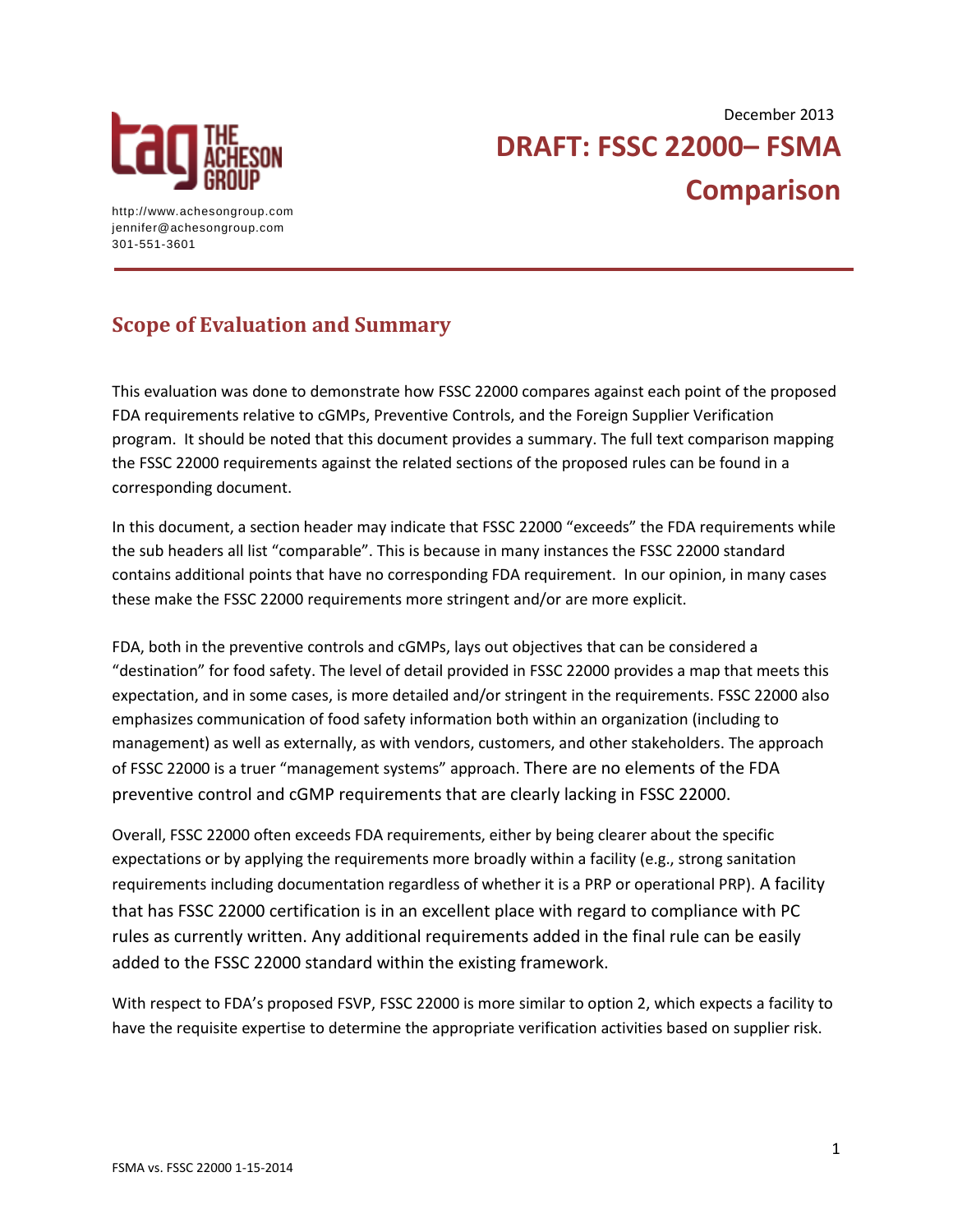THE ACHESON GROUP

http://www.achesongroup.com
jennifer@achesongroup.com
301-551-3601

December 2013

# DRAFT: FSSC 22000– FSMA Comparison

## Scope of Evaluation and Summary

This evaluation was done to demonstrate how FSSC 22000 compares against each point of the proposed FDA requirements relative to cGMPs, Preventive Controls, and the Foreign Supplier Verification program. It should be noted that this document provides a summary. The full text comparison mapping the FSSC 22000 requirements against the related sections of the proposed rules can be found in a corresponding document.

In this document, a section header may indicate that FSSC 22000 "exceeds" the FDA requirements while the sub headers all list "comparable". This is because in many instances the FSSC 22000 standard contains additional points that have no corresponding FDA requirement. In our opinion, in many cases these make the FSSC 22000 requirements more stringent and/or are more explicit.

FDA, both in the preventive controls and cGMPs, lays out objectives that can be considered a "destination" for food safety. The level of detail provided in FSSC 22000 provides a map that meets this expectation, and in some cases, is more detailed and/or stringent in the requirements. FSSC 22000 also emphasizes communication of food safety information both within an organization (including to management) as well as externally, as with vendors, customers, and other stakeholders. The approach of FSSC 22000 is a truer "management systems" approach. There are no elements of the FDA preventive control and cGMP requirements that are clearly lacking in FSSC 22000.

Overall, FSSC 22000 often exceeds FDA requirements, either by being clearer about the specific expectations or by applying the requirements more broadly within a facility (e.g., strong sanitation requirements including documentation regardless of whether it is a PRP or operational PRP). A facility that has FSSC 22000 certification is in an excellent place with regard to compliance with PC rules as currently written. Any additional requirements added in the final rule can be easily added to the FSSC 22000 standard within the existing framework.

With respect to FDA's proposed FSVP, FSSC 22000 is more similar to option 2, which expects a facility to have the requisite expertise to determine the appropriate verification activities based on supplier risk.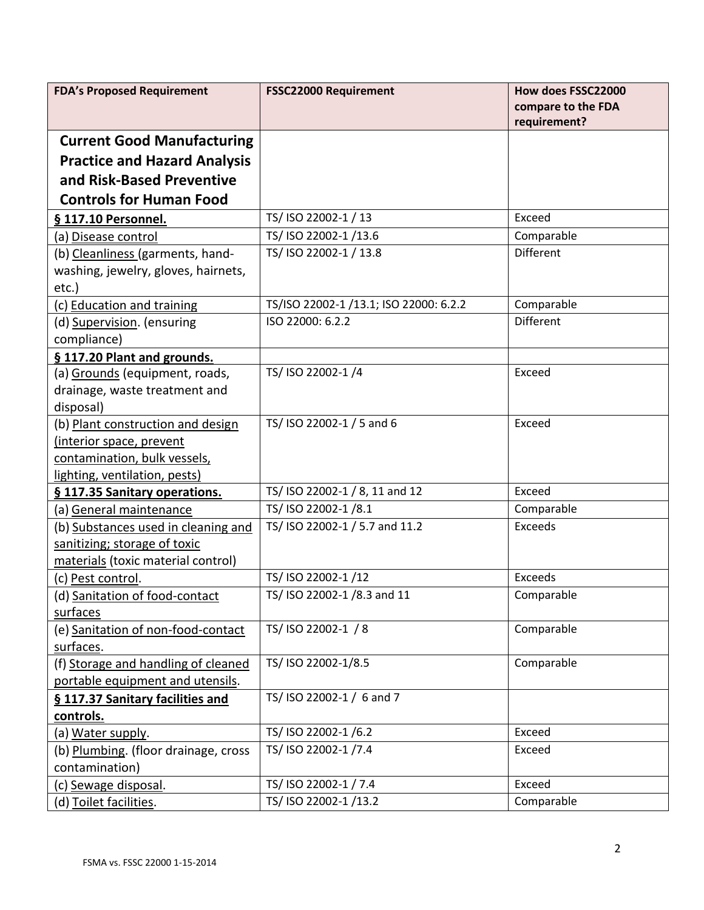| FDA's Proposed Requirement | FSSC22000 Requirement | How does FSSC22000 compare to the FDA requirement? |
|---|---|---|
| **Current Good Manufacturing Practice and Hazard Analysis and Risk-Based Preventive Controls for Human Food** | | |
| **§ 117.10 Personnel.** | TS/ ISO 22002-1 / 13 | Exceed |
| (a) Disease control | TS/ ISO 22002-1 /13.6 | Comparable |
| (b) Cleanliness (garments, hand-washing, jewelry, gloves, hairnets, etc.) | TS/ ISO 22002-1 / 13.8 | Different |
| (c) Education and training | TS/ISO 22002-1 /13.1; ISO 22000: 6.2.2 | Comparable |
| (d) Supervision. (ensuring compliance) | ISO 22000: 6.2.2 | Different |
| **§ 117.20 Plant and grounds.** | | |
| (a) Grounds (equipment, roads, drainage, waste treatment and disposal) | TS/ ISO 22002-1 /4 | Exceed |
| (b) Plant construction and design (interior space, prevent contamination, bulk vessels, lighting, ventilation, pests) | TS/ ISO 22002-1 / 5 and 6 | Exceed |
| **§ 117.35 Sanitary operations.** | TS/ ISO 22002-1 / 8, 11 and 12 | Exceed |
| (a) General maintenance | TS/ ISO 22002-1 /8.1 | Comparable |
| (b) Substances used in cleaning and sanitizing; storage of toxic materials (toxic material control) | TS/ ISO 22002-1 / 5.7 and 11.2 | Exceeds |
| (c) Pest control. | TS/ ISO 22002-1 /12 | Exceeds |
| (d) Sanitation of food-contact surfaces | TS/ ISO 22002-1 /8.3 and 11 | Comparable |
| (e) Sanitation of non-food-contact surfaces. | TS/ ISO 22002-1 / 8 | Comparable |
| (f) Storage and handling of cleaned portable equipment and utensils. | TS/ ISO 22002-1/8.5 | Comparable |
| **§ 117.37 Sanitary facilities and controls.** | TS/ ISO 22002-1 / 6 and 7 | |
| (a) Water supply. | TS/ ISO 22002-1 /6.2 | Exceed |
| (b) Plumbing. (floor drainage, cross contamination) | TS/ ISO 22002-1 /7.4 | Exceed |
| (c) Sewage disposal. | TS/ ISO 22002-1 / 7.4 | Exceed |
| (d) Toilet facilities. | TS/ ISO 22002-1 /13.2 | Comparable |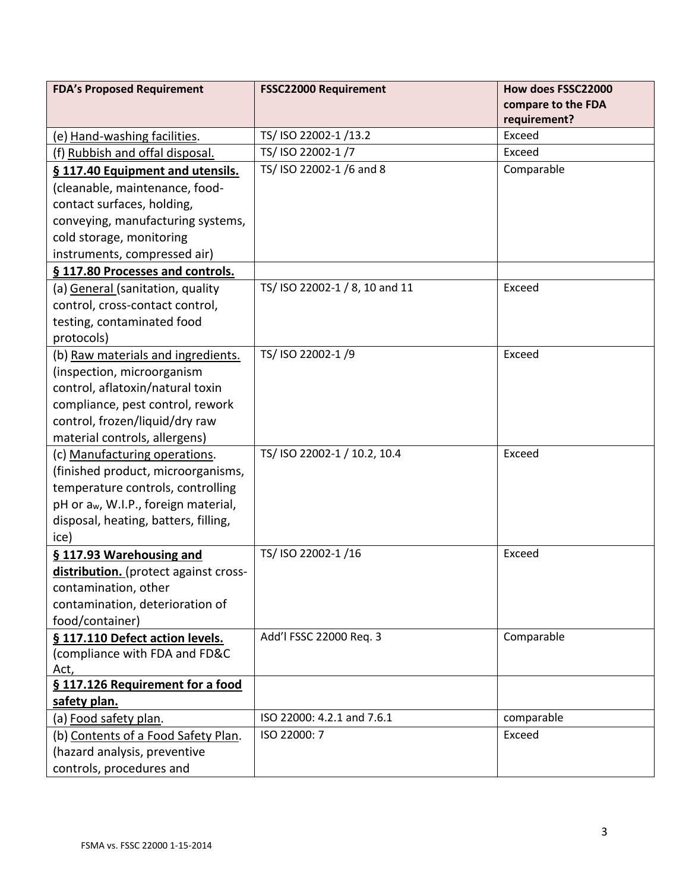| FDA's Proposed Requirement | FSSC22000 Requirement | How does FSSC22000 compare to the FDA requirement? |
|---|---|---|
| (e) Hand-washing facilities. | TS/ ISO 22002-1 /13.2 | Exceed |
| (f) Rubbish and offal disposal. | TS/ ISO 22002-1 /7 | Exceed |
| **§ 117.40 Equipment and utensils.** (cleanable, maintenance, food-contact surfaces, holding, conveying, manufacturing systems, cold storage, monitoring instruments, compressed air) | TS/ ISO 22002-1 /6 and 8 | Comparable |
| **§ 117.80 Processes and controls.** | | |
| (a) General (sanitation, quality control, cross-contact control, testing, contaminated food protocols) | TS/ ISO 22002-1 / 8, 10 and 11 | Exceed |
| (b) Raw materials and ingredients. (inspection, microorganism control, aflatoxin/natural toxin compliance, pest control, rework control, frozen/liquid/dry raw material controls, allergens) | TS/ ISO 22002-1 /9 | Exceed |
| (c) Manufacturing operations. (finished product, microorganisms, temperature controls, controlling pH or $a_w$, W.I.P., foreign material, disposal, heating, batters, filling, ice) | TS/ ISO 22002-1 / 10.2, 10.4 | Exceed |
| **§ 117.93 Warehousing and distribution.** (protect against cross-contamination, other contamination, deterioration of food/container) | TS/ ISO 22002-1 /16 | Exceed |
| **§ 117.110 Defect action levels.** (compliance with FDA and FD&C Act, | Add'l FSSC 22000 Req. 3 | Comparable |
| **§ 117.126 Requirement for a food safety plan.** | | |
| (a) Food safety plan. | ISO 22000: 4.2.1 and 7.6.1 | comparable |
| (b) Contents of a Food Safety Plan. (hazard analysis, preventive controls, procedures and | ISO 22000: 7 | Exceed |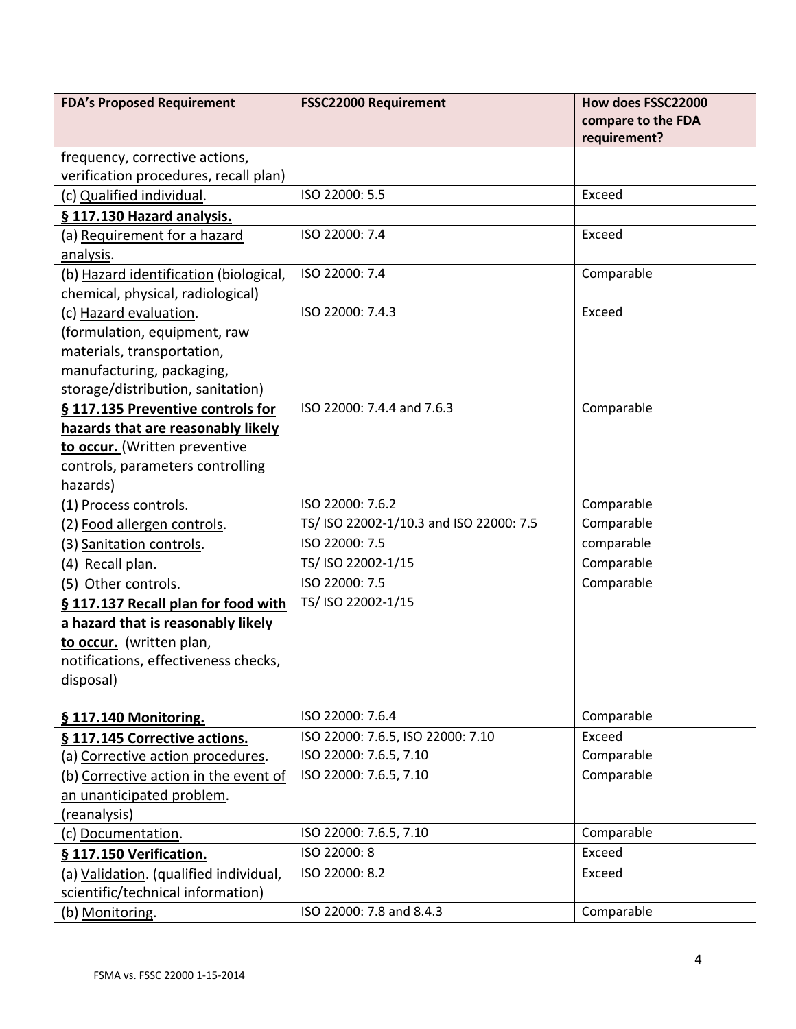| FDA's Proposed Requirement | FSSC22000 Requirement | How does FSSC22000 compare to the FDA requirement? |
|---|---|---|
| frequency, corrective actions, verification procedures, recall plan) | | |
| (c) Qualified individual. | ISO 22000: 5.5 | Exceed |
| **§ 117.130 Hazard analysis.** | | |
| (a) Requirement for a hazard analysis. | ISO 22000: 7.4 | Exceed |
| (b) Hazard identification (biological, chemical, physical, radiological) | ISO 22000: 7.4 | Comparable |
| (c) Hazard evaluation. (formulation, equipment, raw materials, transportation, manufacturing, packaging, storage/distribution, sanitation) | ISO 22000: 7.4.3 | Exceed |
| **§ 117.135 Preventive controls for hazards that are reasonably likely to occur.** (Written preventive controls, parameters controlling hazards) | ISO 22000: 7.4.4 and 7.6.3 | Comparable |
| (1) Process controls. | ISO 22000: 7.6.2 | Comparable |
| (2) Food allergen controls. | TS/ ISO 22002-1/10.3 and ISO 22000: 7.5 | Comparable |
| (3) Sanitation controls. | ISO 22000: 7.5 | comparable |
| (4) Recall plan. | TS/ ISO 22002-1/15 | Comparable |
| (5) Other controls. | ISO 22000: 7.5 | Comparable |
| **§ 117.137 Recall plan for food with a hazard that is reasonably likely to occur.** (written plan, notifications, effectiveness checks, disposal) | TS/ ISO 22002-1/15 | |
| **§ 117.140 Monitoring.** | ISO 22000: 7.6.4 | Comparable |
| **§ 117.145 Corrective actions.** | ISO 22000: 7.6.5, ISO 22000: 7.10 | Exceed |
| (a) Corrective action procedures. | ISO 22000: 7.6.5, 7.10 | Comparable |
| (b) Corrective action in the event of an unanticipated problem. (reanalysis) | ISO 22000: 7.6.5, 7.10 | Comparable |
| (c) Documentation. | ISO 22000: 7.6.5, 7.10 | Comparable |
| **§ 117.150 Verification.** | ISO 22000: 8 | Exceed |
| (a) Validation. (qualified individual, scientific/technical information) | ISO 22000: 8.2 | Exceed |
| (b) Monitoring. | ISO 22000: 7.8 and 8.4.3 | Comparable |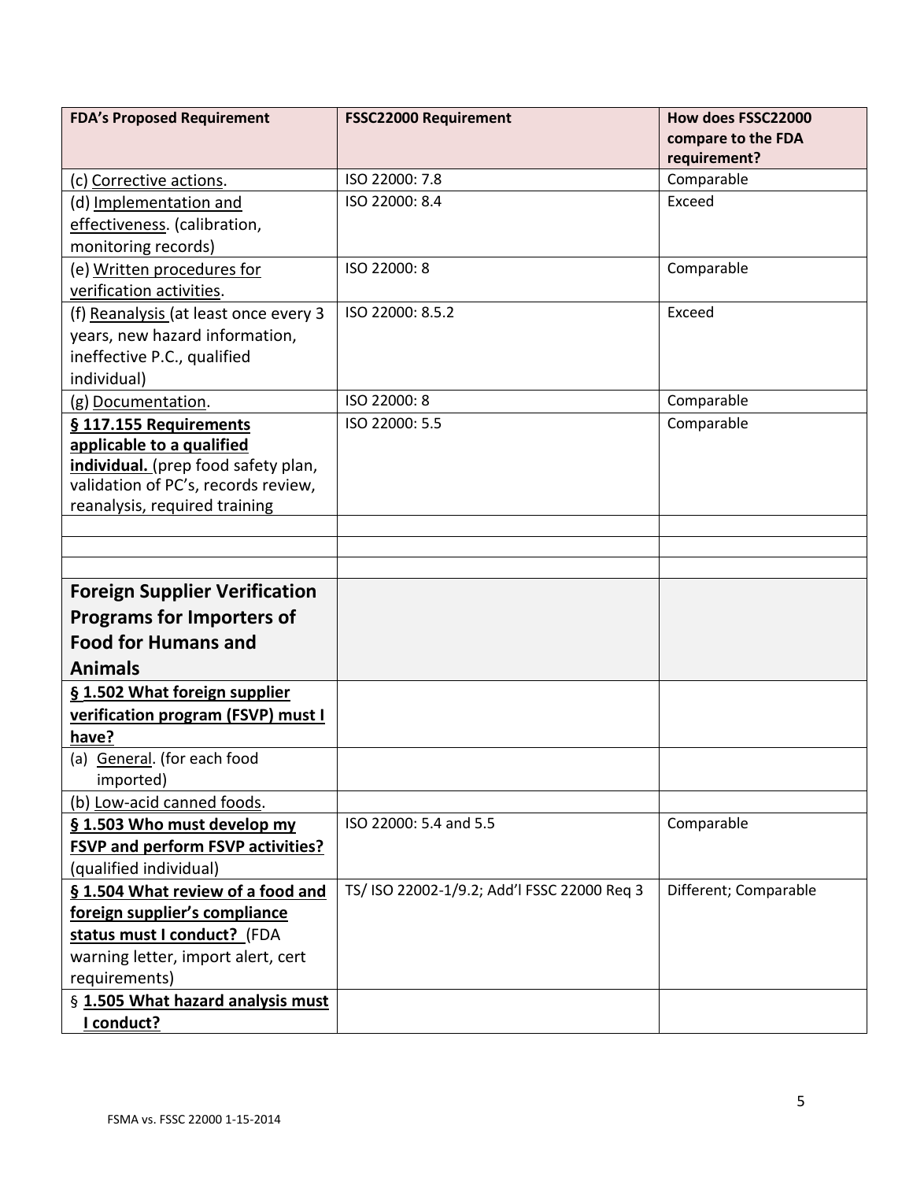| FDA's Proposed Requirement | FSSC22000 Requirement | How does FSSC22000 compare to the FDA requirement? |
|---|---|---|
| (c) Corrective actions. | ISO 22000: 7.8 | Comparable |
| (d) Implementation and effectiveness. (calibration, monitoring records) | ISO 22000: 8.4 | Exceed |
| (e) Written procedures for verification activities. | ISO 22000: 8 | Comparable |
| (f) Reanalysis (at least once every 3 years, new hazard information, ineffective P.C., qualified individual) | ISO 22000: 8.5.2 | Exceed |
| (g) Documentation. | ISO 22000: 8 | Comparable |
| **§ 117.155 Requirements applicable to a qualified individual.** (prep food safety plan, validation of PC's, records review, reanalysis, required training | ISO 22000: 5.5 | Comparable |
| | | |
| | | |
| | | |
| **Foreign Supplier Verification Programs for Importers of Food for Humans and Animals** | | |
| **§ 1.502 What foreign supplier verification program (FSVP) must I have?** | | |
| (a) General. (for each food imported) | | |
| (b) Low-acid canned foods. | | |
| **§ 1.503 Who must develop my FSVP and perform FSVP activities?** (qualified individual) | ISO 22000: 5.4 and 5.5 | Comparable |
| **§ 1.504 What review of a food and foreign supplier's compliance status must I conduct?** (FDA warning letter, import alert, cert requirements) | TS/ ISO 22002-1/9.2; Add'l FSSC 22000 Req 3 | Different; Comparable |
| § **1.505 What hazard analysis must I conduct?** | | |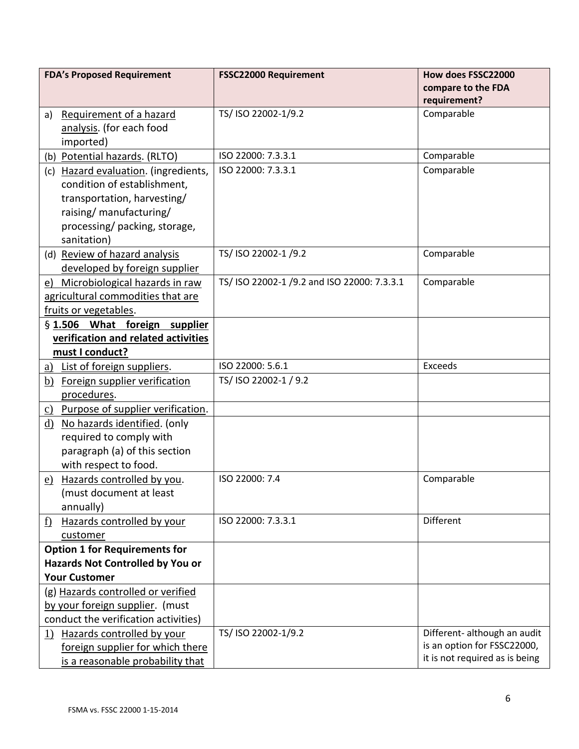| FDA's Proposed Requirement | FSSC22000 Requirement | How does FSSC22000 compare to the FDA requirement? |
|---|---|---|
| a) Requirement of a hazard analysis. (for each food imported) | TS/ ISO 22002-1/9.2 | Comparable |
| (b) Potential hazards. (RLTO) | ISO 22000: 7.3.3.1 | Comparable |
| (c) Hazard evaluation. (ingredients, condition of establishment, transportation, harvesting/ raising/ manufacturing/ processing/ packing, storage, sanitation) | ISO 22000: 7.3.3.1 | Comparable |
| (d) Review of hazard analysis developed by foreign supplier | TS/ ISO 22002-1 /9.2 | Comparable |
| e) Microbiological hazards in raw agricultural commodities that are fruits or vegetables. | TS/ ISO 22002-1 /9.2 and ISO 22000: 7.3.3.1 | Comparable |
| **§ 1.506 What foreign supplier verification and related activities must I conduct?** | | |
| a) List of foreign suppliers. | ISO 22000: 5.6.1 | Exceeds |
| b) Foreign supplier verification procedures. | TS/ ISO 22002-1 / 9.2 | |
| c) Purpose of supplier verification. | | |
| d) No hazards identified. (only required to comply with paragraph (a) of this section with respect to food. | | |
| e) Hazards controlled by you. (must document at least annually) | ISO 22000: 7.4 | Comparable |
| f) Hazards controlled by your customer | ISO 22000: 7.3.3.1 | Different |
| **Option 1 for Requirements for Hazards Not Controlled by You or Your Customer** | | |
| (g) Hazards controlled or verified by your foreign supplier. (must conduct the verification activities) | | |
| 1) Hazards controlled by your foreign supplier for which there is a reasonable probability that | TS/ ISO 22002-1/9.2 | Different- although an audit is an option for FSSC22000, it is not required as is being |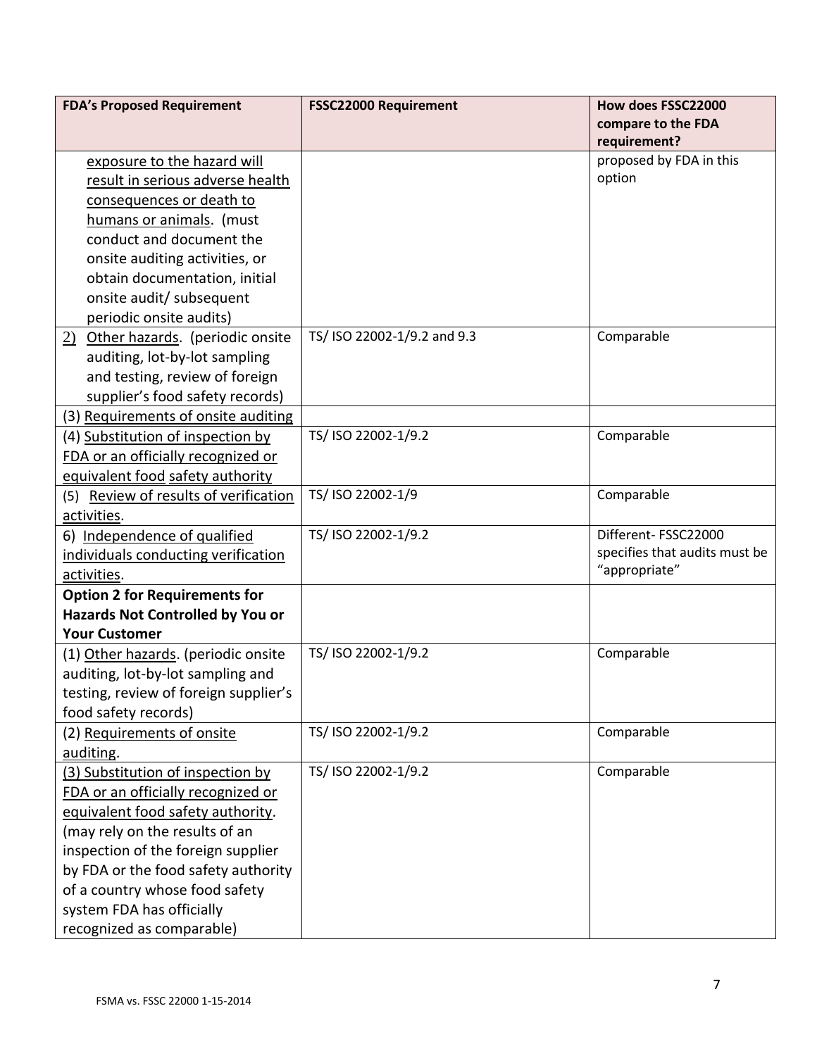| FDA's Proposed Requirement | FSSC22000 Requirement | How does FSSC22000 compare to the FDA requirement? |
|---|---|---|
| exposure to the hazard will result in serious adverse health consequences or death to humans or animals. (must conduct and document the onsite auditing activities, or obtain documentation, initial onsite audit/ subsequent periodic onsite audits) | | proposed by FDA in this option |
| 2) Other hazards. (periodic onsite auditing, lot-by-lot sampling and testing, review of foreign supplier's food safety records) | TS/ ISO 22002-1/9.2 and 9.3 | Comparable |
| (3) Requirements of onsite auditing | | |
| (4) Substitution of inspection by FDA or an officially recognized or equivalent food safety authority | TS/ ISO 22002-1/9.2 | Comparable |
| (5) Review of results of verification activities. | TS/ ISO 22002-1/9 | Comparable |
| 6) Independence of qualified individuals conducting verification activities. | TS/ ISO 22002-1/9.2 | Different- FSSC22000 specifies that audits must be "appropriate" |
| **Option 2 for Requirements for Hazards Not Controlled by You or Your Customer** | | |
| (1) Other hazards. (periodic onsite auditing, lot-by-lot sampling and testing, review of foreign supplier's food safety records) | TS/ ISO 22002-1/9.2 | Comparable |
| (2) Requirements of onsite auditing. | TS/ ISO 22002-1/9.2 | Comparable |
| (3) Substitution of inspection by FDA or an officially recognized or equivalent food safety authority. (may rely on the results of an inspection of the foreign supplier by FDA or the food safety authority of a country whose food safety system FDA has officially recognized as comparable) | TS/ ISO 22002-1/9.2 | Comparable |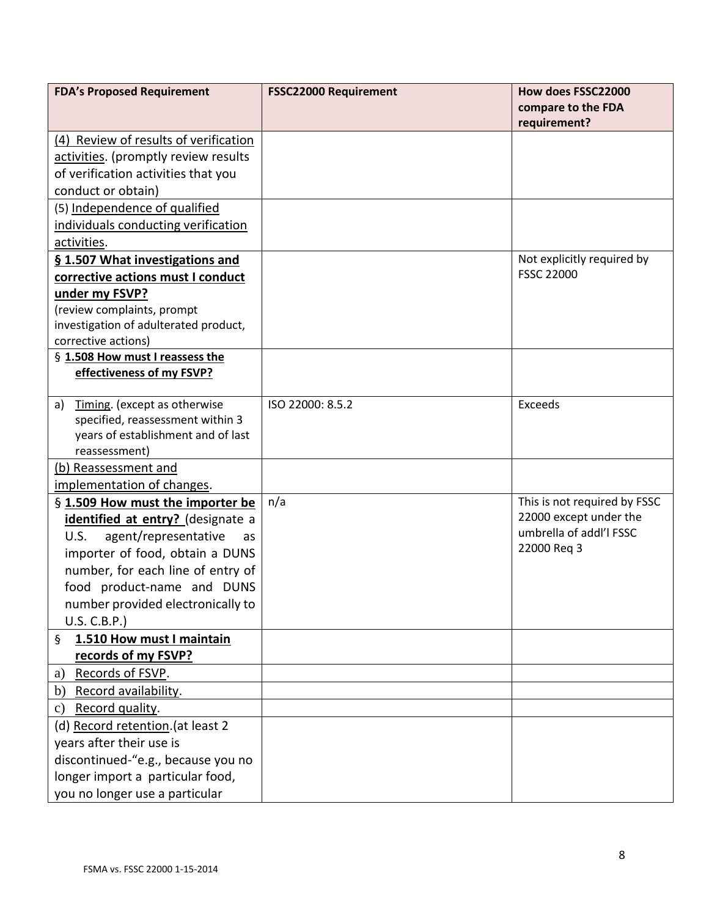| FDA's Proposed Requirement | FSSC22000 Requirement | How does FSSC22000 compare to the FDA requirement? |
|---|---|---|
| (4) Review of results of verification activities. (promptly review results of verification activities that you conduct or obtain) | | |
| (5) Independence of qualified individuals conducting verification activities. | | |
| **§ 1.507 What investigations and corrective actions must I conduct under my FSVP?** (review complaints, prompt investigation of adulterated product, corrective actions) | | Not explicitly required by FSSC 22000 |
| **§ 1.508 How must I reassess the effectiveness of my FSVP?** | | |
| a) Timing. (except as otherwise specified, reassessment within 3 years of establishment and of last reassessment) | ISO 22000: 8.5.2 | Exceeds |
| (b) Reassessment and implementation of changes. | | |
| **§ 1.509 How must the importer be identified at entry?** (designate a U.S. agent/representative as importer of food, obtain a DUNS number, for each line of entry of food product-name and DUNS number provided electronically to U.S. C.B.P.) | n/a | This is not required by FSSC 22000 except under the umbrella of addl'l FSSC 22000 Req 3 |
| **§ 1.510 How must I maintain records of my FSVP?** | | |
| a) Records of FSVP. | | |
| b) Record availability. | | |
| c) Record quality. | | |
| (d) Record retention.(at least 2 years after their use is discontinued-"e.g., because you no longer import a particular food, you no longer use a particular | | |

FSMA vs. FSSC 22000 1-15-2014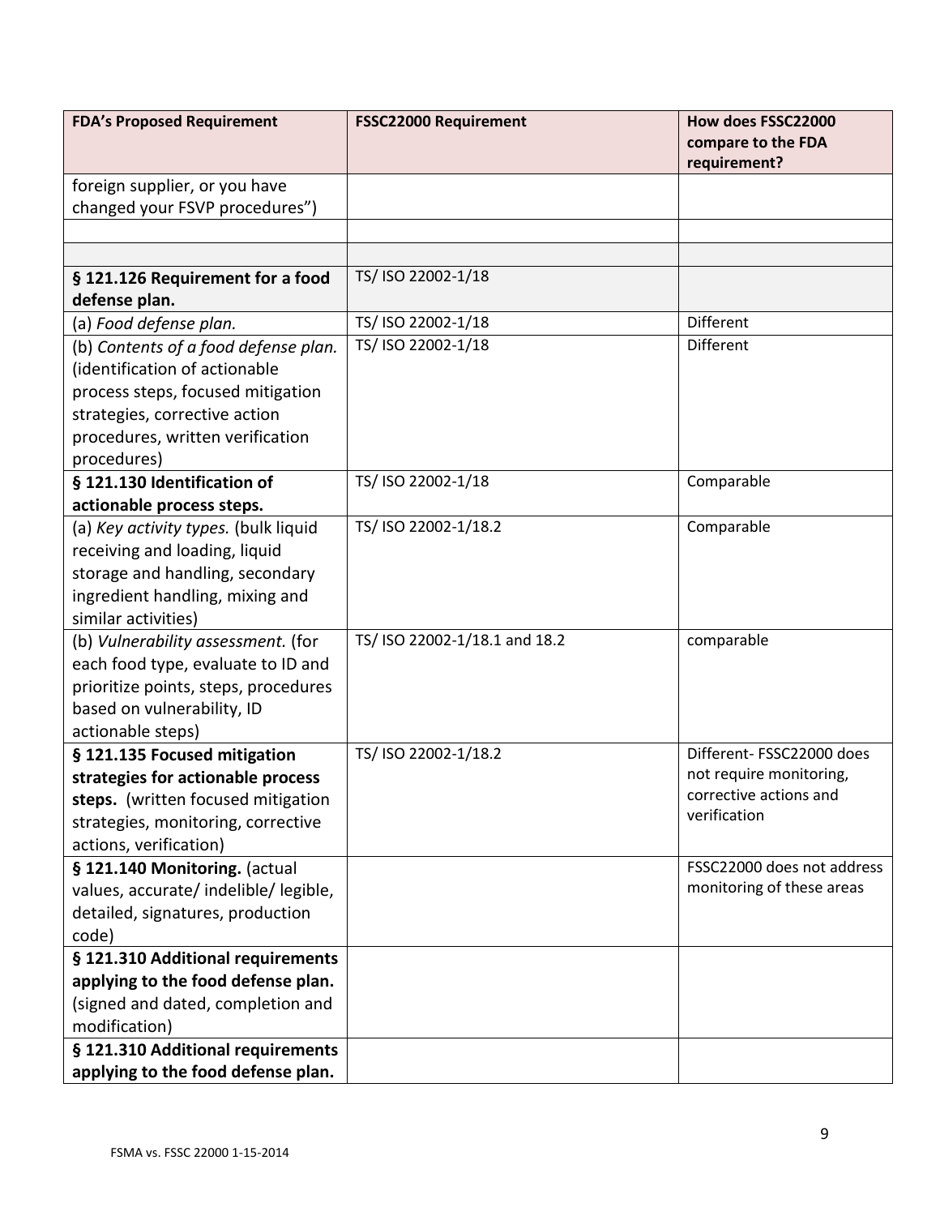| FDA's Proposed Requirement | FSSC22000 Requirement | How does FSSC22000 compare to the FDA requirement? |
|---|---|---|
| foreign supplier, or you have changed your FSVP procedures") | | |
| | | |
| | | |
| **§ 121.126 Requirement for a food defense plan.** | TS/ ISO 22002-1/18 | |
| (a) *Food defense plan.* | TS/ ISO 22002-1/18 | Different |
| (b) *Contents of a food defense plan.* (identification of actionable process steps, focused mitigation strategies, corrective action procedures, written verification procedures) | TS/ ISO 22002-1/18 | Different |
| **§ 121.130 Identification of actionable process steps.** | TS/ ISO 22002-1/18 | Comparable |
| (a) *Key activity types.* (bulk liquid receiving and loading, liquid storage and handling, secondary ingredient handling, mixing and similar activities) | TS/ ISO 22002-1/18.2 | Comparable |
| (b) *Vulnerability assessment.* (for each food type, evaluate to ID and prioritize points, steps, procedures based on vulnerability, ID actionable steps) | TS/ ISO 22002-1/18.1 and 18.2 | comparable |
| **§ 121.135 Focused mitigation strategies for actionable process steps.** (written focused mitigation strategies, monitoring, corrective actions, verification) | TS/ ISO 22002-1/18.2 | Different- FSSC22000 does not require monitoring, corrective actions and verification |
| **§ 121.140 Monitoring.** (actual values, accurate/ indelible/ legible, detailed, signatures, production code) | | FSSC22000 does not address monitoring of these areas |
| **§ 121.310 Additional requirements applying to the food defense plan.** (signed and dated, completion and modification) | | |
| **§ 121.310 Additional requirements applying to the food defense plan.** | | |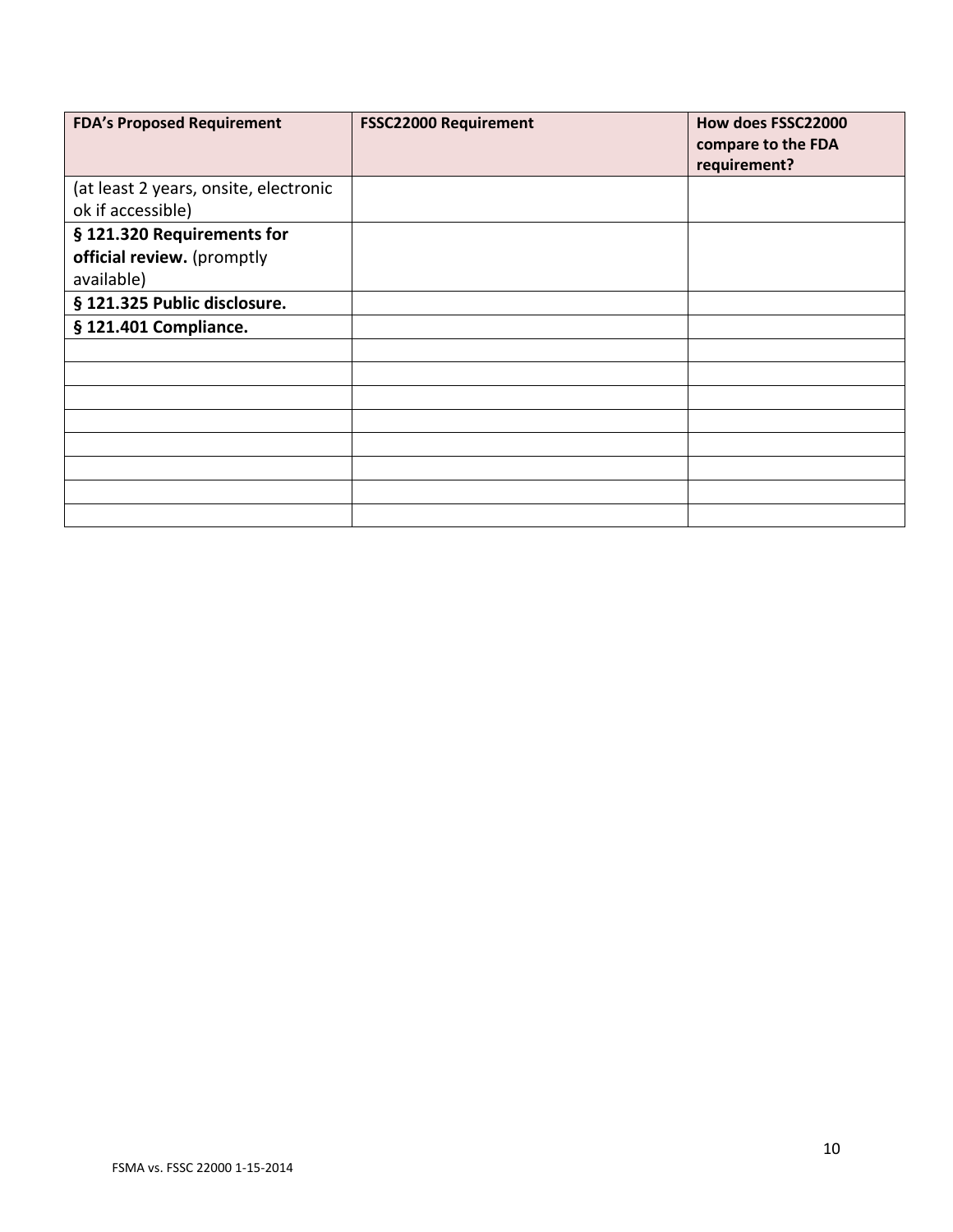| FDA's Proposed Requirement | FSSC22000 Requirement | How does FSSC22000 compare to the FDA requirement? |
| --- | --- | --- |
| (at least 2 years, onsite, electronic ok if accessible) | | |
| **§ 121.320 Requirements for official review.** (promptly available) | | |
| **§ 121.325 Public disclosure.** | | |
| **§ 121.401 Compliance.** | | |
| | | |
| | | |
| | | |
| | | |
| | | |
| | | |
| | | |
| | | |

FSMA vs. FSSC 22000 1-15-2014